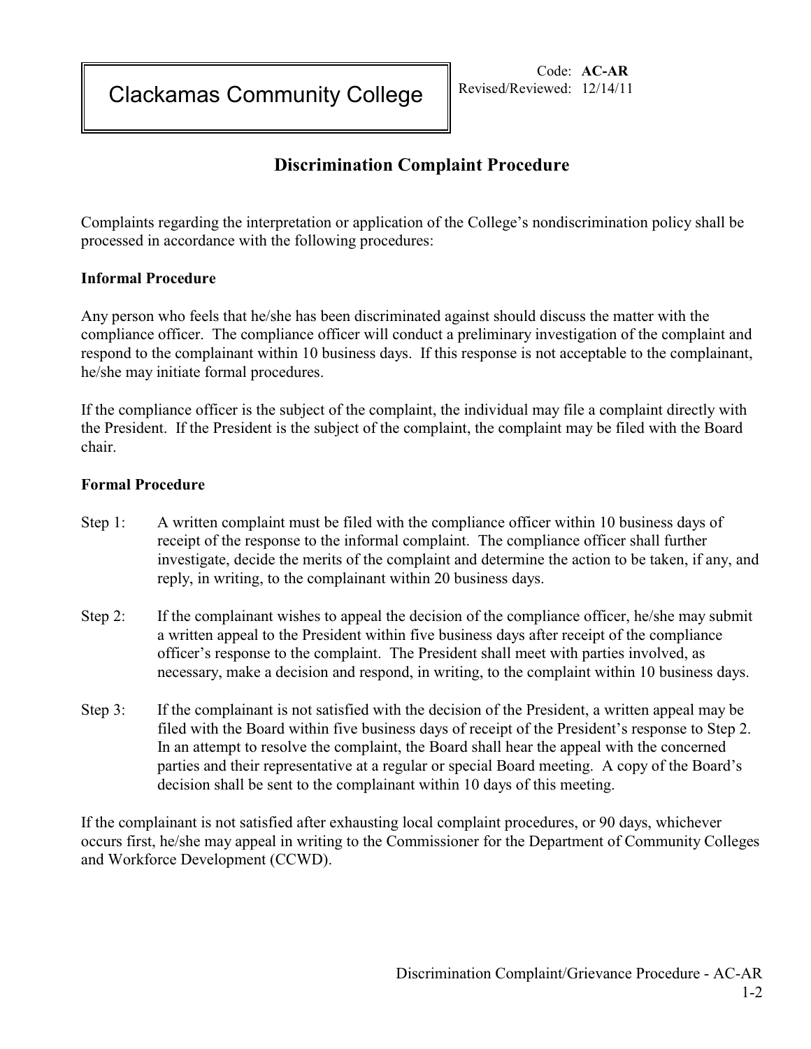# Clackamas Community College

Code: **AC-AR**
Revised/Reviewed: 12/14/11

## Discrimination Complaint Procedure

Complaints regarding the interpretation or application of the College's nondiscrimination policy shall be processed in accordance with the following procedures:

**Informal Procedure**

Any person who feels that he/she has been discriminated against should discuss the matter with the compliance officer. The compliance officer will conduct a preliminary investigation of the complaint and respond to the complainant within 10 business days. If this response is not acceptable to the complainant, he/she may initiate formal procedures.

If the compliance officer is the subject of the complaint, the individual may file a complaint directly with the President. If the President is the subject of the complaint, the complaint may be filed with the Board chair.

**Formal Procedure**

Step 1: A written complaint must be filed with the compliance officer within 10 business days of receipt of the response to the informal complaint. The compliance officer shall further investigate, decide the merits of the complaint and determine the action to be taken, if any, and reply, in writing, to the complainant within 20 business days.

Step 2: If the complainant wishes to appeal the decision of the compliance officer, he/she may submit a written appeal to the President within five business days after receipt of the compliance officer's response to the complaint. The President shall meet with parties involved, as necessary, make a decision and respond, in writing, to the complaint within 10 business days.

Step 3: If the complainant is not satisfied with the decision of the President, a written appeal may be filed with the Board within five business days of receipt of the President's response to Step 2. In an attempt to resolve the complaint, the Board shall hear the appeal with the concerned parties and their representative at a regular or special Board meeting. A copy of the Board's decision shall be sent to the complainant within 10 days of this meeting.

If the complainant is not satisfied after exhausting local complaint procedures, or 90 days, whichever occurs first, he/she may appeal in writing to the Commissioner for the Department of Community Colleges and Workforce Development (CCWD).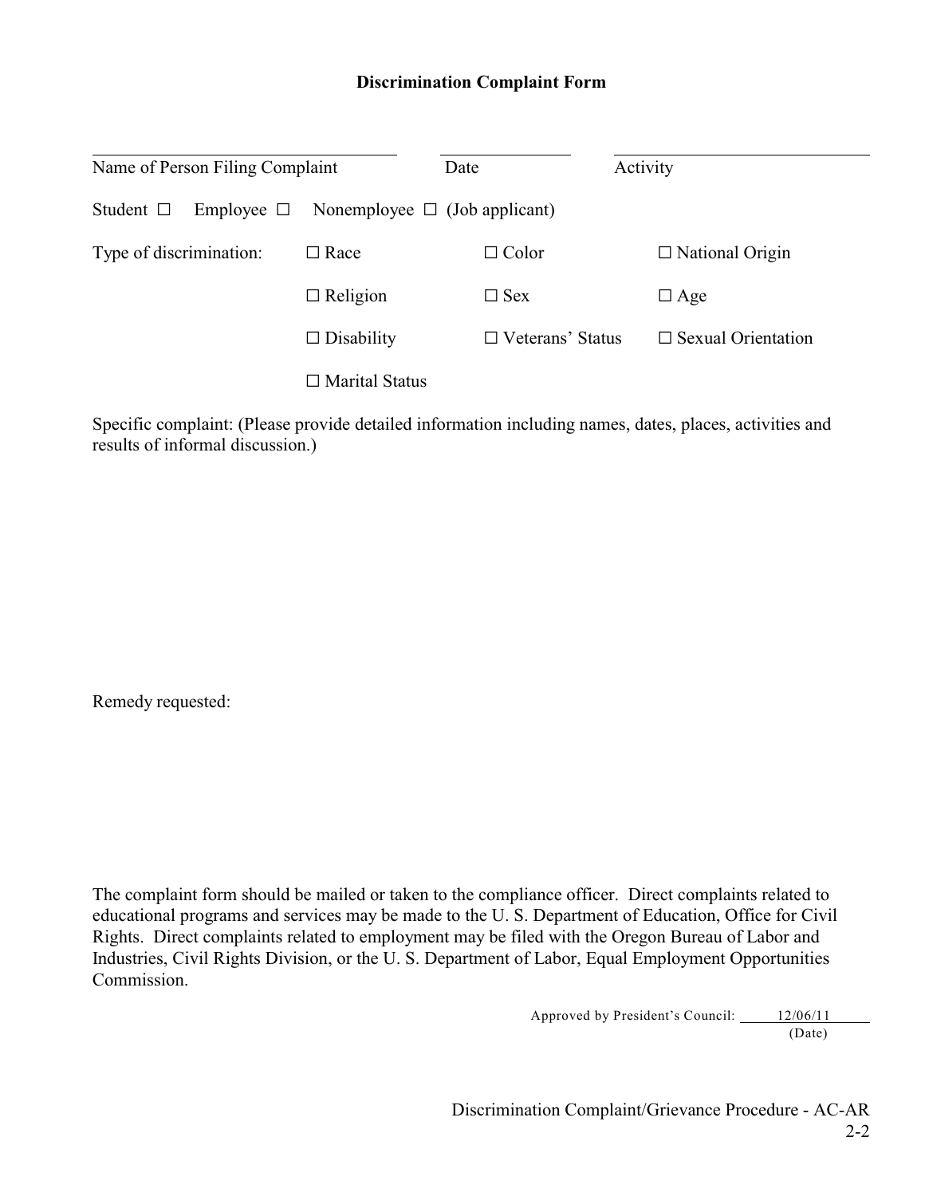**Discrimination Complaint Form**

_______________________________ &nbsp;&nbsp; ____________ &nbsp;&nbsp; _______________________

Name of Person Filing Complaint &nbsp;&nbsp; Date &nbsp;&nbsp; Activity

Student ☐ &nbsp;&nbsp; Employee ☐ &nbsp;&nbsp; Nonemployee ☐ (Job applicant)

| | | | |
|---|---|---|---|
| Type of discrimination: | ☐ Race | ☐ Color | ☐ National Origin |
| | ☐ Religion | ☐ Sex | ☐ Age |
| | ☐ Disability | ☐ Veterans' Status | ☐ Sexual Orientation |
| | ☐ Marital Status | | |

Specific complaint: (Please provide detailed information including names, dates, places, activities and results of informal discussion.)

Remedy requested:

The complaint form should be mailed or taken to the compliance officer. Direct complaints related to educational programs and services may be made to the U. S. Department of Education, Office for Civil Rights. Direct complaints related to employment may be filed with the Oregon Bureau of Labor and Industries, Civil Rights Division, or the U. S. Department of Labor, Equal Employment Opportunities Commission.

Approved by President's Council: 12/06/11
(Date)

Discrimination Complaint/Grievance Procedure - AC-AR